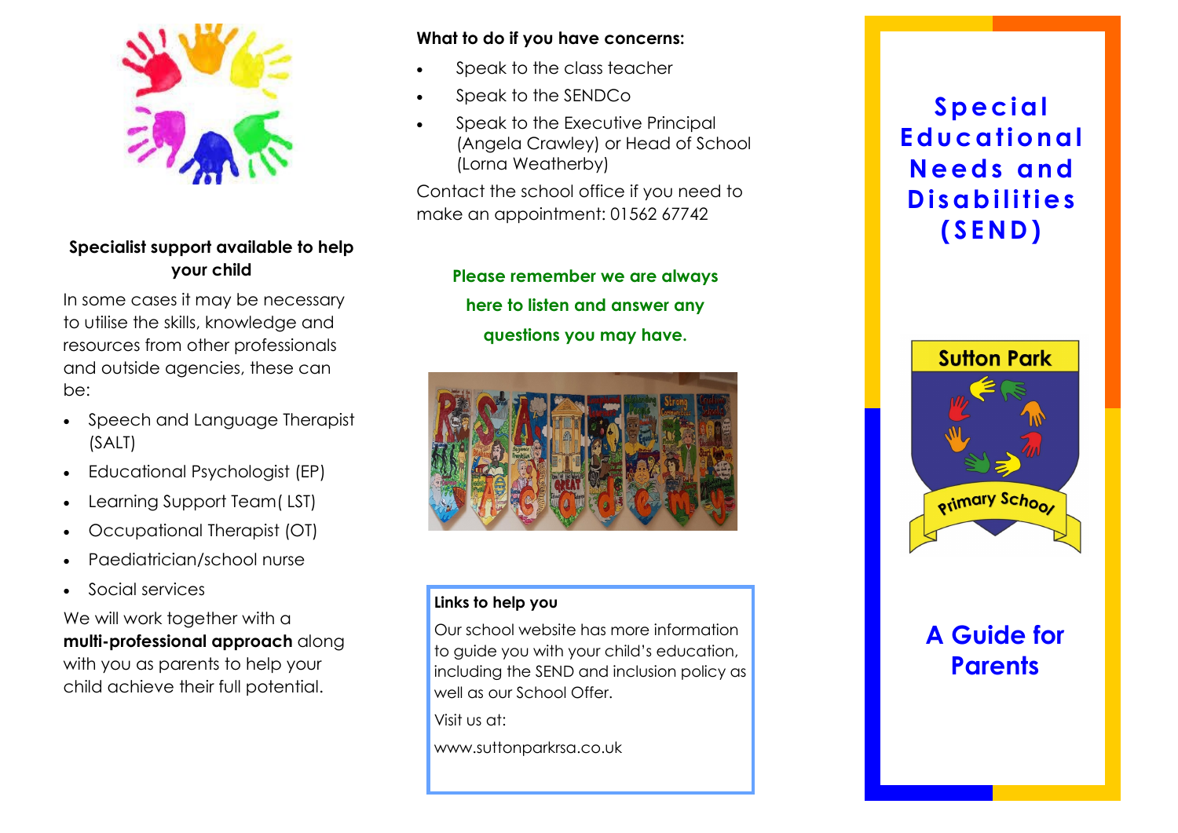**Specialist support available to help your child**

In some cases it may be necessary to utilise the skills, knowledge and resources from other professionals and outside agencies, these can be:

- Speech and Language Therapist (SALT)
- Educational Psychologist (EP)
- Learning Support Team( LST)
- Occupational Therapist (OT)
- Paediatrician/school nurse
- Social services

We will work together with a **multi-professional approach** along with you as parents to help your child achieve their full potential.

**What to do if you have concerns:**

- Speak to the class teacher
- Speak to the SENDCo
- Speak to the Executive Principal (Angela Crawley) or Head of School (Lorna Weatherby)

Contact the school office if you need to make an appointment: 01562 67742

**Please remember we are always here to listen and answer any questions you may have.**

**Links to help you**

Our school website has more information to guide you with your child's education, including the SEND and inclusion policy as well as our School Offer.

Visit us at:

www.suttonparkrsa.co.uk

# Special Educational Needs and Disabilities (SEND)

Sutton Park Primary School

## A Guide for Parents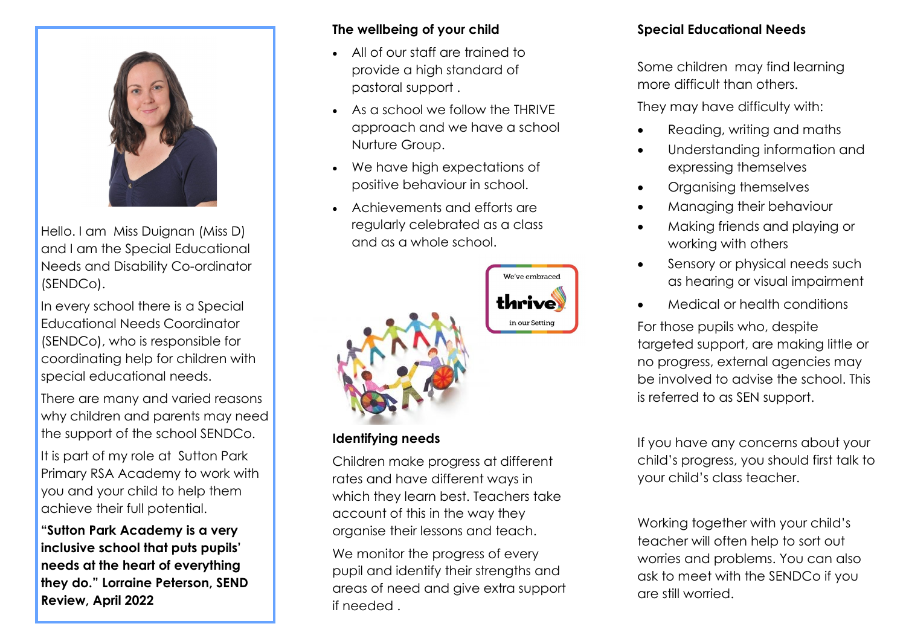Hello. I am Miss Duignan (Miss D) and I am the Special Educational Needs and Disability Co-ordinator (SENDCo).

In every school there is a Special Educational Needs Coordinator (SENDCo), who is responsible for coordinating help for children with special educational needs.

There are many and varied reasons why children and parents may need the support of the school SENDCo.

It is part of my role at Sutton Park Primary RSA Academy to work with you and your child to help them achieve their full potential.

**"Sutton Park Academy is a very inclusive school that puts pupils' needs at the heart of everything they do." Lorraine Peterson, SEND Review, April 2022**

### The wellbeing of your child

- All of our staff are trained to provide a high standard of pastoral support .
- As a school we follow the THRIVE approach and we have a school Nurture Group.
- We have high expectations of positive behaviour in school.
- Achievements and efforts are regularly celebrated as a class and as a whole school.

We've embraced
thrive
in our Setting

### Identifying needs

Children make progress at different rates and have different ways in which they learn best. Teachers take account of this in the way they organise their lessons and teach.

We monitor the progress of every pupil and identify their strengths and areas of need and give extra support if needed .

### Special Educational Needs

Some children may find learning more difficult than others.

They may have difficulty with:

- Reading, writing and maths
- Understanding information and expressing themselves
- Organising themselves
- Managing their behaviour
- Making friends and playing or working with others
- Sensory or physical needs such as hearing or visual impairment
- Medical or health conditions

For those pupils who, despite targeted support, are making little or no progress, external agencies may be involved to advise the school. This is referred to as SEN support.

If you have any concerns about your child's progress, you should first talk to your child's class teacher.

Working together with your child's teacher will often help to sort out worries and problems. You can also ask to meet with the SENDCo if you are still worried.